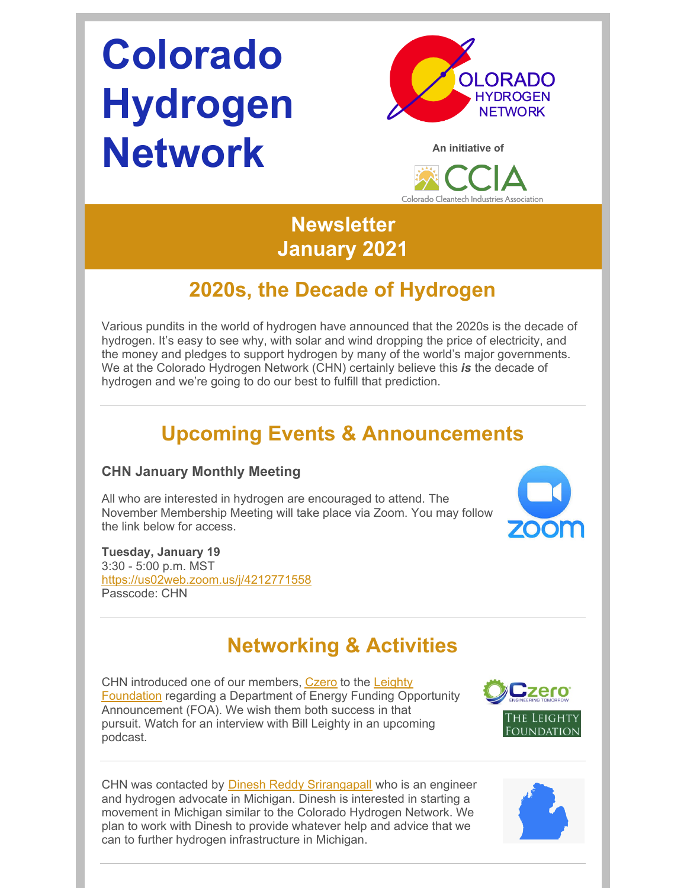# Colorado Hydrogen Network

An initiative of

CCIA

Colorado Cleantech Industries Association

## Newsletter
## January 2021

## 2020s, the Decade of Hydrogen

Various pundits in the world of hydrogen have announced that the 2020s is the decade of hydrogen. It's easy to see why, with solar and wind dropping the price of electricity, and the money and pledges to support hydrogen by many of the world's major governments. We at the Colorado Hydrogen Network (CHN) certainly believe this ***is*** the decade of hydrogen and we're going to do our best to fulfill that prediction.

---

## Upcoming Events & Announcements

### CHN January Monthly Meeting

All who are interested in hydrogen are encouraged to attend. The November Membership Meeting will take place via Zoom. You may follow the link below for access.

**Tuesday, January 19**
3:30 - 5:00 p.m. MST
https://us02web.zoom.us/j/4212771558
Passcode: CHN

---

## Networking & Activities

CHN introduced one of our members, Czero to the Leighty Foundation regarding a Department of Energy Funding Opportunity Announcement (FOA). We wish them both success in that pursuit. Watch for an interview with Bill Leighty in an upcoming podcast.

---

CHN was contacted by Dinesh Reddy Srirangapall who is an engineer and hydrogen advocate in Michigan. Dinesh is interested in starting a movement in Michigan similar to the Colorado Hydrogen Network. We plan to work with Dinesh to provide whatever help and advice that we can to further hydrogen infrastructure in Michigan.

---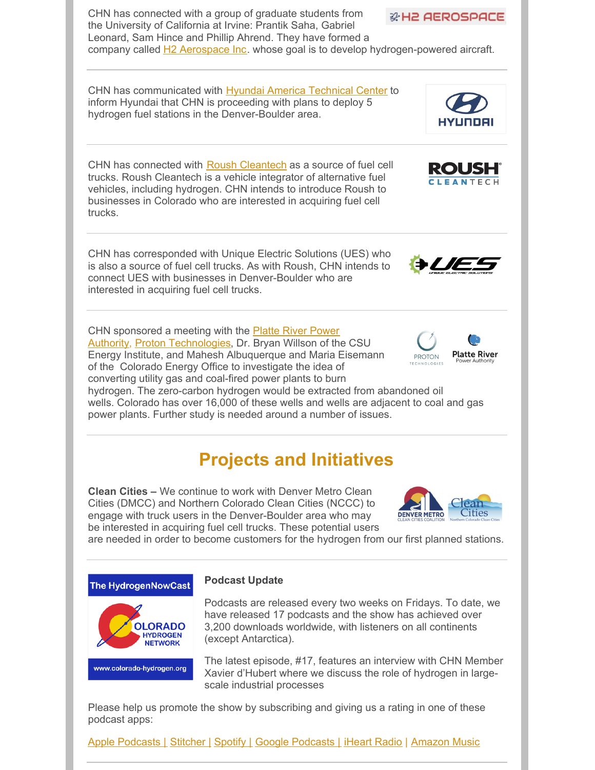CHN has connected with a group of graduate students from the University of California at Irvine: Prantik Saha, Gabriel Leonard, Sam Hince and Phillip Ahrend. They have formed a company called H2 Aerospace Inc. whose goal is to develop hydrogen-powered aircraft.

---

CHN has communicated with Hyundai America Technical Center to inform Hyundai that CHN is proceeding with plans to deploy 5 hydrogen fuel stations in the Denver-Boulder area.

---

CHN has connected with Roush Cleantech as a source of fuel cell trucks. Roush Cleantech is a vehicle integrator of alternative fuel vehicles, including hydrogen. CHN intends to introduce Roush to businesses in Colorado who are interested in acquiring fuel cell trucks.

---

CHN has corresponded with Unique Electric Solutions (UES) who is also a source of fuel cell trucks. As with Roush, CHN intends to connect UES with businesses in Denver-Boulder who are interested in acquiring fuel cell trucks.

---

CHN sponsored a meeting with the Platte River Power Authority, Proton Technologies, Dr. Bryan Willson of the CSU Energy Institute, and Mahesh Albuquerque and Maria Eisemann of the Colorado Energy Office to investigate the idea of converting utility gas and coal-fired power plants to burn hydrogen. The zero-carbon hydrogen would be extracted from abandoned oil wells. Colorado has over 16,000 of these wells and wells are adjacent to coal and gas power plants. Further study is needed around a number of issues.

---

## Projects and Initiatives

**Clean Cities –** We continue to work with Denver Metro Clean Cities (DMCC) and Northern Colorado Clean Cities (NCCC) to engage with truck users in the Denver-Boulder area who may be interested in acquiring fuel cell trucks. These potential users are needed in order to become customers for the hydrogen from our first planned stations.

---

**Podcast Update**

Podcasts are released every two weeks on Fridays. To date, we have released 17 podcasts and the show has achieved over 3,200 downloads worldwide, with listeners on all continents (except Antarctica).

The latest episode, #17, features an interview with CHN Member Xavier d'Hubert where we discuss the role of hydrogen in large-scale industrial processes

Please help us promote the show by subscribing and giving us a rating in one of these podcast apps:

Apple Podcasts | Stitcher | Spotify | Google Podcasts | iHeart Radio | Amazon Music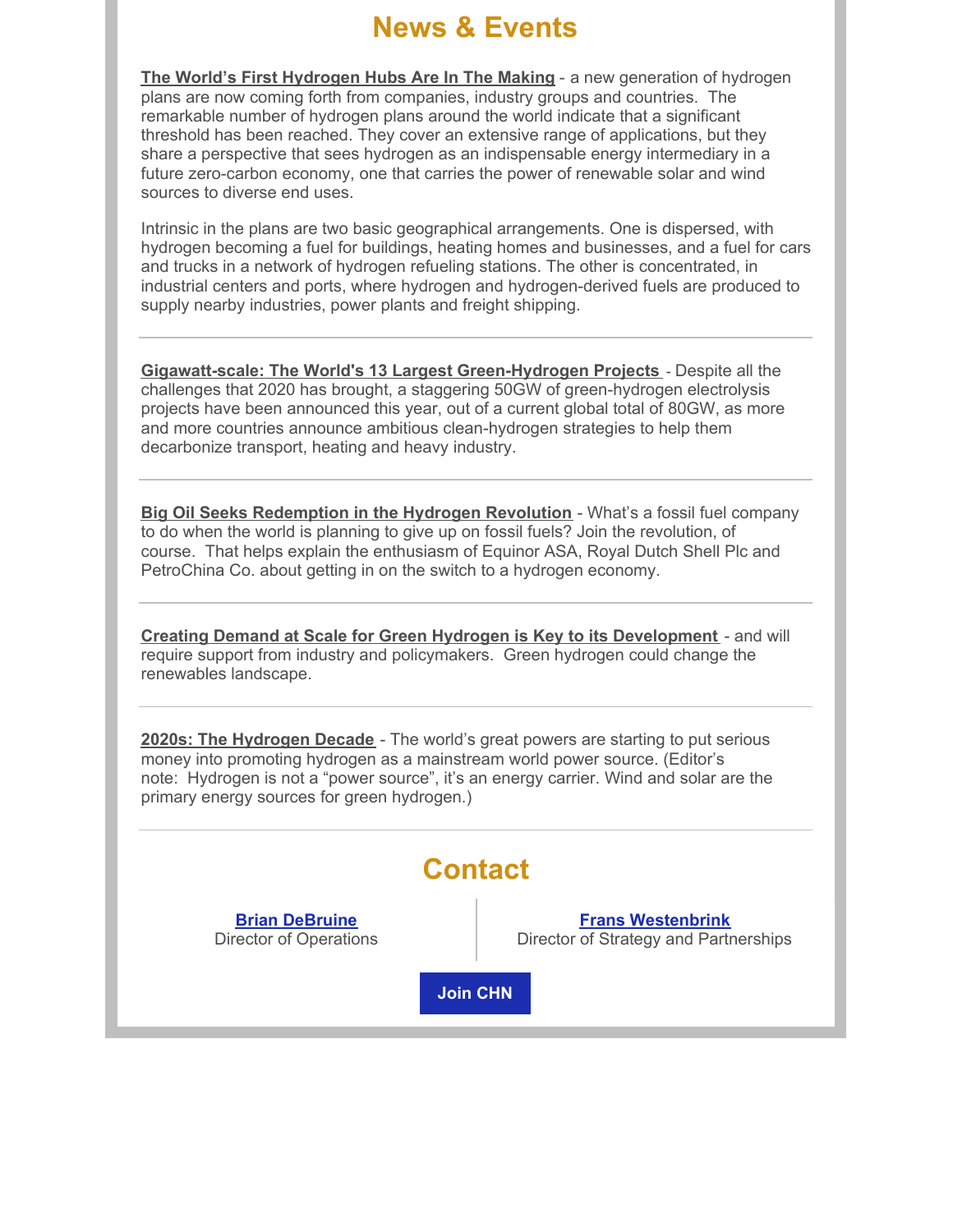## News & Events

**The World's First Hydrogen Hubs Are In The Making** - a new generation of hydrogen plans are now coming forth from companies, industry groups and countries. The remarkable number of hydrogen plans around the world indicate that a significant threshold has been reached. They cover an extensive range of applications, but they share a perspective that sees hydrogen as an indispensable energy intermediary in a future zero-carbon economy, one that carries the power of renewable solar and wind sources to diverse end uses.

Intrinsic in the plans are two basic geographical arrangements. One is dispersed, with hydrogen becoming a fuel for buildings, heating homes and businesses, and a fuel for cars and trucks in a network of hydrogen refueling stations. The other is concentrated, in industrial centers and ports, where hydrogen and hydrogen-derived fuels are produced to supply nearby industries, power plants and freight shipping.

---

**Gigawatt-scale: The World's 13 Largest Green-Hydrogen Projects** - Despite all the challenges that 2020 has brought, a staggering 50GW of green-hydrogen electrolysis projects have been announced this year, out of a current global total of 80GW, as more and more countries announce ambitious clean-hydrogen strategies to help them decarbonize transport, heating and heavy industry.

---

**Big Oil Seeks Redemption in the Hydrogen Revolution** - What's a fossil fuel company to do when the world is planning to give up on fossil fuels? Join the revolution, of course. That helps explain the enthusiasm of Equinor ASA, Royal Dutch Shell Plc and PetroChina Co. about getting in on the switch to a hydrogen economy.

---

**Creating Demand at Scale for Green Hydrogen is Key to its Development** - and will require support from industry and policymakers. Green hydrogen could change the renewables landscape.

---

**2020s: The Hydrogen Decade** - The world's great powers are starting to put serious money into promoting hydrogen as a mainstream world power source. (Editor's note: Hydrogen is not a "power source", it's an energy carrier. Wind and solar are the primary energy sources for green hydrogen.)

---

## Contact

**Brian DeBruine**
Director of Operations

**Frans Westenbrink**
Director of Strategy and Partnerships

**Join CHN**